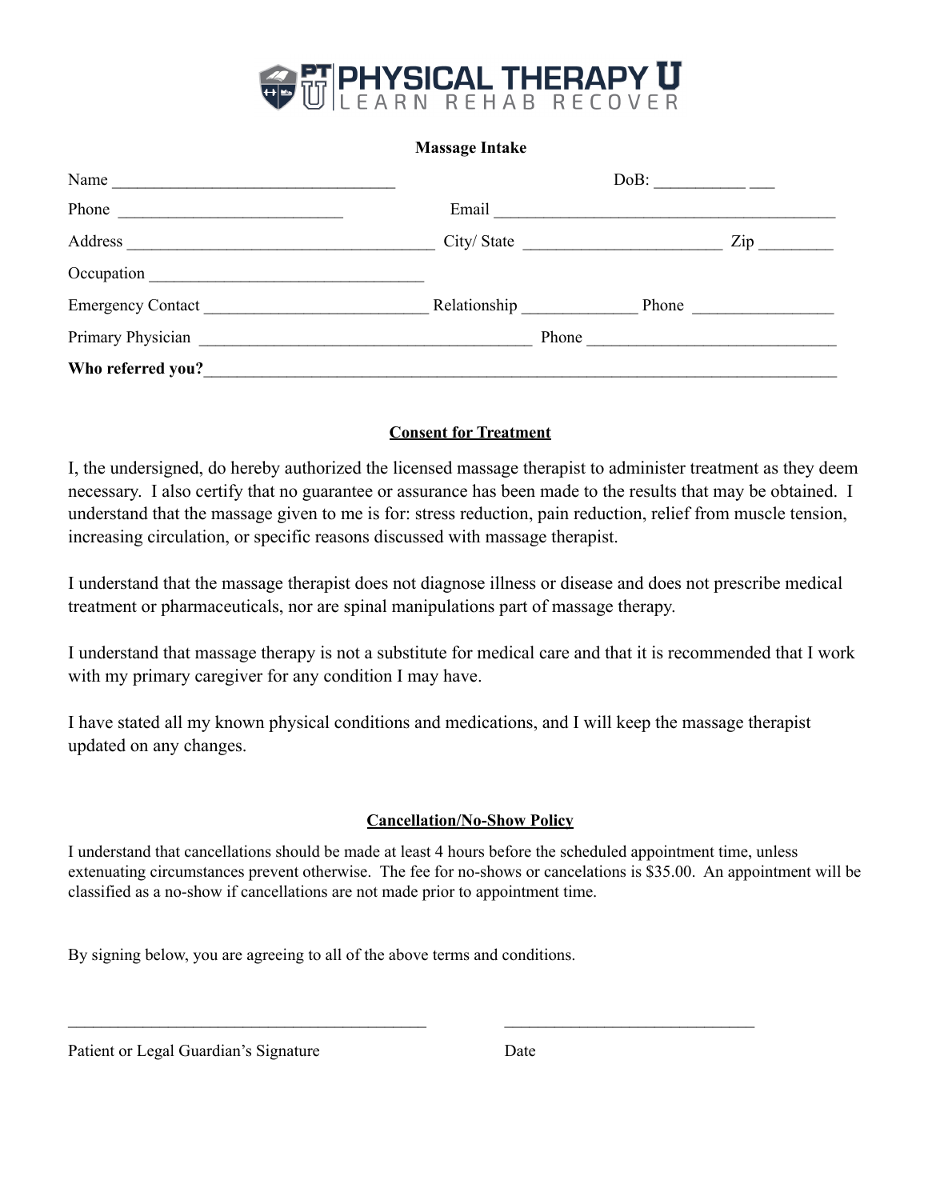# PHYSICAL THERAPY U
LEARN REHAB RECOVER

**Massage Intake**

Name ________________________________ DoB: __________ ___

Phone _________________________ Email ______________________________________

Address __________________________________ City/ State ______________________ Zip ________

Occupation _______________________________

Emergency Contact _________________________ Relationship _____________ Phone ________________

Primary Physician ______________________________________ Phone ____________________________

**Who referred you?**___________________________________________________________________________

## Consent for Treatment

I, the undersigned, do hereby authorized the licensed massage therapist to administer treatment as they deem necessary. I also certify that no guarantee or assurance has been made to the results that may be obtained. I understand that the massage given to me is for: stress reduction, pain reduction, relief from muscle tension, increasing circulation, or specific reasons discussed with massage therapist.

I understand that the massage therapist does not diagnose illness or disease and does not prescribe medical treatment or pharmaceuticals, nor are spinal manipulations part of massage therapy.

I understand that massage therapy is not a substitute for medical care and that it is recommended that I work with my primary caregiver for any condition I may have.

I have stated all my known physical conditions and medications, and I will keep the massage therapist updated on any changes.

## Cancellation/No-Show Policy

I understand that cancellations should be made at least 4 hours before the scheduled appointment time, unless extenuating circumstances prevent otherwise. The fee for no-shows or cancelations is $35.00. An appointment will be classified as a no-show if cancellations are not made prior to appointment time.

By signing below, you are agreeing to all of the above terms and conditions.

_____________________________________________ ______________________________

Patient or Legal Guardian's Signature Date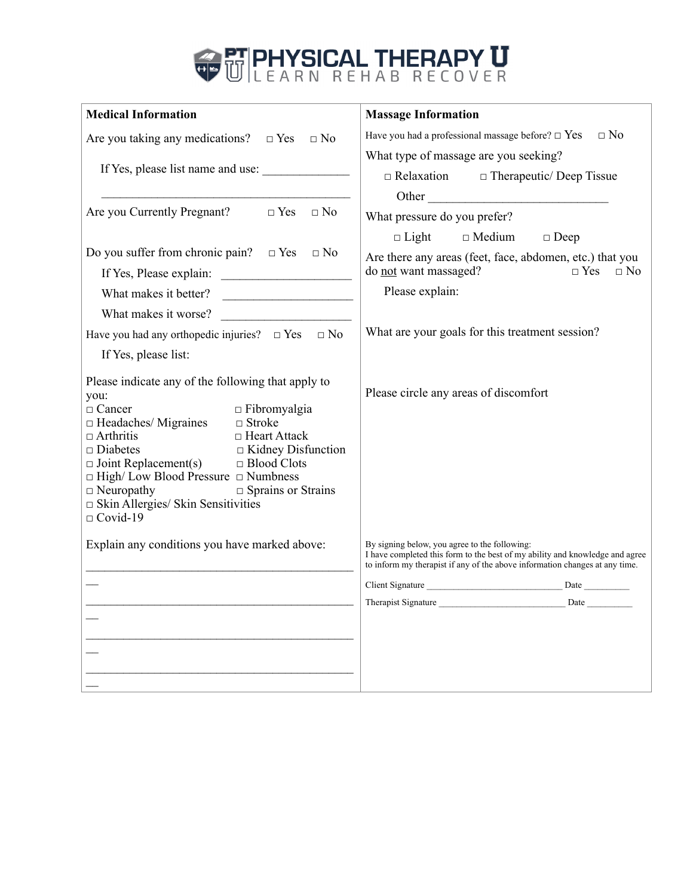# PHYSICAL THERAPY U
LEARN REHAB RECOVER

## Medical Information

Are you taking any medications? □ Yes □ No

If Yes, please list name and use: ______________

_____________________________________________

Are you Currently Pregnant? □ Yes □ No

Do you suffer from chronic pain? □ Yes □ No

If Yes, Please explain: ____________________

What makes it better? ____________________

What makes it worse? ____________________

Have you had any orthopedic injuries? □ Yes □ No

If Yes, please list:

Please indicate any of the following that apply to you:

- □ Cancer
- □ Headaches/ Migraines
- □ Arthritis
- □ Diabetes
- □ Joint Replacement(s)
- □ High/ Low Blood Pressure
- □ Neuropathy
- □ Skin Allergies/ Skin Sensitivities
- □ Covid-19
- □ Fibromyalgia
- □ Stroke
- □ Heart Attack
- □ Kidney Disfunction
- □ Blood Clots
- □ Numbness
- □ Sprains or Strains

Explain any conditions you have marked above:

_____________________________________________

_____________________________________________

_____________________________________________

_____________________________________________

## Massage Information

Have you had a professional massage before? □ Yes □ No

What type of massage are you seeking?

□ Relaxation □ Therapeutic/ Deep Tissue

Other ______________________________

What pressure do you prefer?

□ Light □ Medium □ Deep

Are there any areas (feet, face, abdomen, etc.) that you do not want massaged? □ Yes □ No

Please explain:

What are your goals for this treatment session?

Please circle any areas of discomfort

By signing below, you agree to the following:
I have completed this form to the best of my ability and knowledge and agree to inform my therapist if any of the above information changes at any time.

Client Signature ____________________________ Date __________

Therapist Signature ___________________________ Date __________